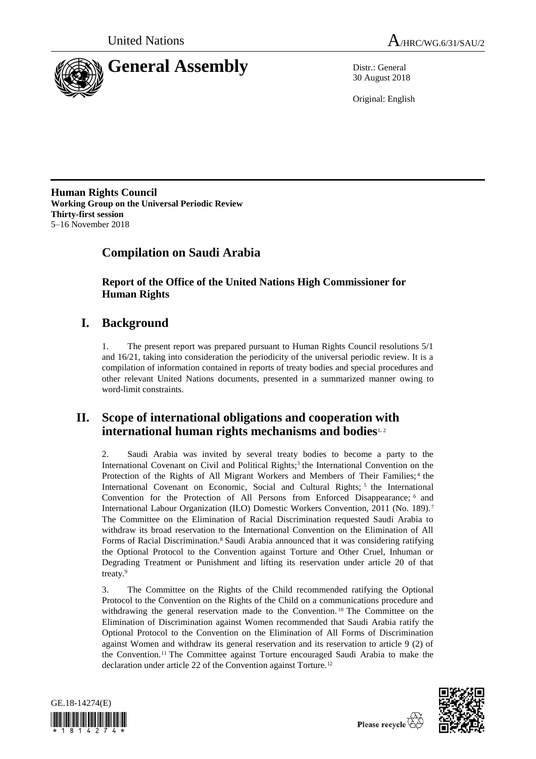United Nations

A/HRC/WG.6/31/SAU/2

# General Assembly

Distr.: General
30 August 2018

Original: English

**Human Rights Council**
**Working Group on the Universal Periodic Review**
**Thirty-first session**
5–16 November 2018

## Compilation on Saudi Arabia

### Report of the Office of the United Nations High Commissioner for Human Rights

## I. Background

1. The present report was prepared pursuant to Human Rights Council resolutions 5/1 and 16/21, taking into consideration the periodicity of the universal periodic review. It is a compilation of information contained in reports of treaty bodies and special procedures and other relevant United Nations documents, presented in a summarized manner owing to word-limit constraints.

## II. Scope of international obligations and cooperation with international human rights mechanisms and bodies[1, 2]

2. Saudi Arabia was invited by several treaty bodies to become a party to the International Covenant on Civil and Political Rights;[3] the International Convention on the Protection of the Rights of All Migrant Workers and Members of Their Families;[4] the International Covenant on Economic, Social and Cultural Rights;[5] the International Convention for the Protection of All Persons from Enforced Disappearance;[6] and International Labour Organization (ILO) Domestic Workers Convention, 2011 (No. 189).[7] The Committee on the Elimination of Racial Discrimination requested Saudi Arabia to withdraw its broad reservation to the International Convention on the Elimination of All Forms of Racial Discrimination.[8] Saudi Arabia announced that it was considering ratifying the Optional Protocol to the Convention against Torture and Other Cruel, Inhuman or Degrading Treatment or Punishment and lifting its reservation under article 20 of that treaty.[9]

3. The Committee on the Rights of the Child recommended ratifying the Optional Protocol to the Convention on the Rights of the Child on a communications procedure and withdrawing the general reservation made to the Convention.[10] The Committee on the Elimination of Discrimination against Women recommended that Saudi Arabia ratify the Optional Protocol to the Convention on the Elimination of All Forms of Discrimination against Women and withdraw its general reservation and its reservation to article 9 (2) of the Convention.[11] The Committee against Torture encouraged Saudi Arabia to make the declaration under article 22 of the Convention against Torture.[12]

GE.18-14274(E)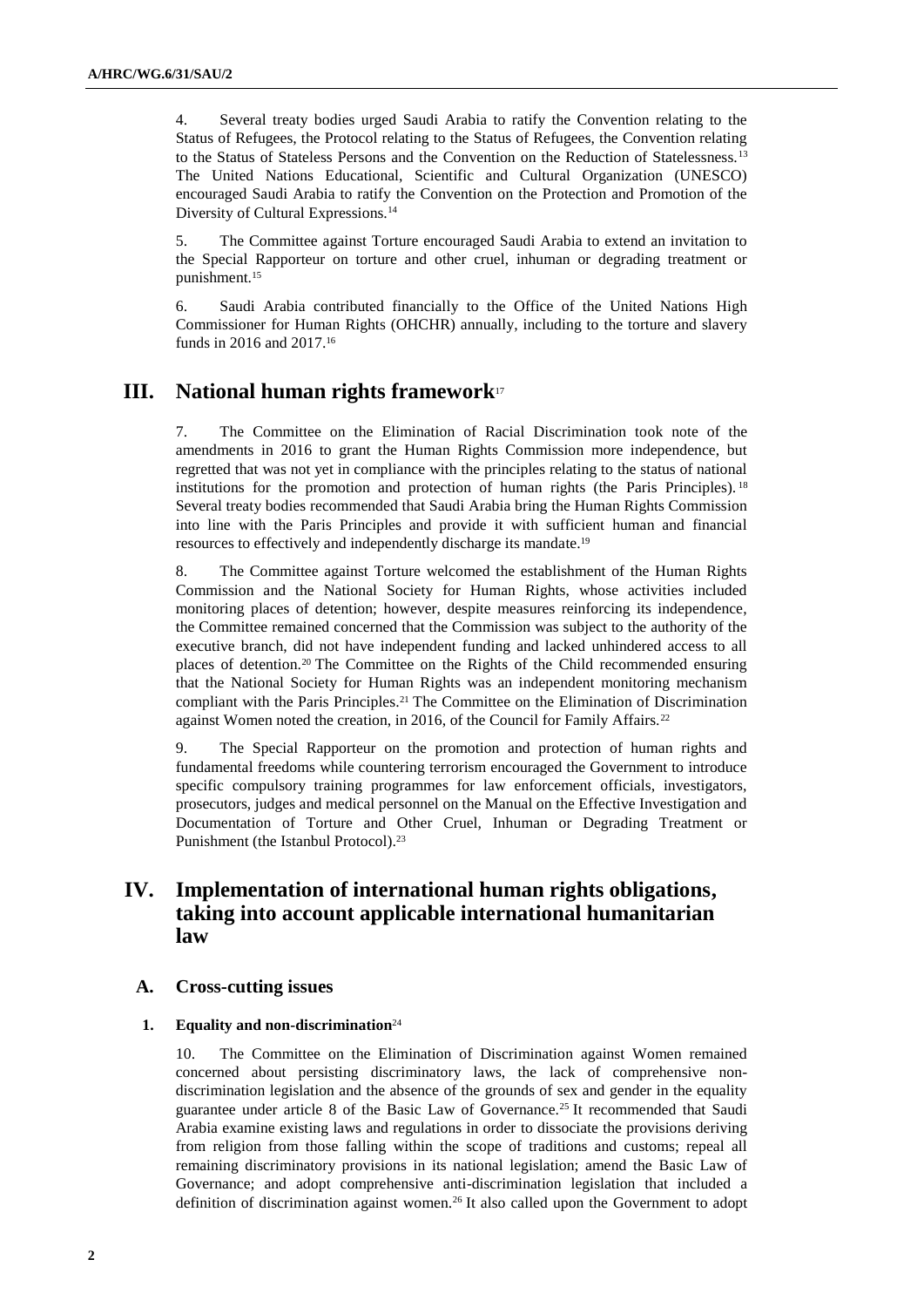4. Several treaty bodies urged Saudi Arabia to ratify the Convention relating to the Status of Refugees, the Protocol relating to the Status of Refugees, the Convention relating to the Status of Stateless Persons and the Convention on the Reduction of Statelessness.[13] The United Nations Educational, Scientific and Cultural Organization (UNESCO) encouraged Saudi Arabia to ratify the Convention on the Protection and Promotion of the Diversity of Cultural Expressions.[14]

5. The Committee against Torture encouraged Saudi Arabia to extend an invitation to the Special Rapporteur on torture and other cruel, inhuman or degrading treatment or punishment.[15]

6. Saudi Arabia contributed financially to the Office of the United Nations High Commissioner for Human Rights (OHCHR) annually, including to the torture and slavery funds in 2016 and 2017.[16]

# III. National human rights framework[17]

7. The Committee on the Elimination of Racial Discrimination took note of the amendments in 2016 to grant the Human Rights Commission more independence, but regretted that was not yet in compliance with the principles relating to the status of national institutions for the promotion and protection of human rights (the Paris Principles).[18] Several treaty bodies recommended that Saudi Arabia bring the Human Rights Commission into line with the Paris Principles and provide it with sufficient human and financial resources to effectively and independently discharge its mandate.[19]

8. The Committee against Torture welcomed the establishment of the Human Rights Commission and the National Society for Human Rights, whose activities included monitoring places of detention; however, despite measures reinforcing its independence, the Committee remained concerned that the Commission was subject to the authority of the executive branch, did not have independent funding and lacked unhindered access to all places of detention.[20] The Committee on the Rights of the Child recommended ensuring that the National Society for Human Rights was an independent monitoring mechanism compliant with the Paris Principles.[21] The Committee on the Elimination of Discrimination against Women noted the creation, in 2016, of the Council for Family Affairs.[22]

9. The Special Rapporteur on the promotion and protection of human rights and fundamental freedoms while countering terrorism encouraged the Government to introduce specific compulsory training programmes for law enforcement officials, investigators, prosecutors, judges and medical personnel on the Manual on the Effective Investigation and Documentation of Torture and Other Cruel, Inhuman or Degrading Treatment or Punishment (the Istanbul Protocol).[23]

# IV. Implementation of international human rights obligations, taking into account applicable international humanitarian law

## A. Cross-cutting issues

### 1. Equality and non-discrimination[24]

10. The Committee on the Elimination of Discrimination against Women remained concerned about persisting discriminatory laws, the lack of comprehensive non-discrimination legislation and the absence of the grounds of sex and gender in the equality guarantee under article 8 of the Basic Law of Governance.[25] It recommended that Saudi Arabia examine existing laws and regulations in order to dissociate the provisions deriving from religion from those falling within the scope of traditions and customs; repeal all remaining discriminatory provisions in its national legislation; amend the Basic Law of Governance; and adopt comprehensive anti-discrimination legislation that included a definition of discrimination against women.[26] It also called upon the Government to adopt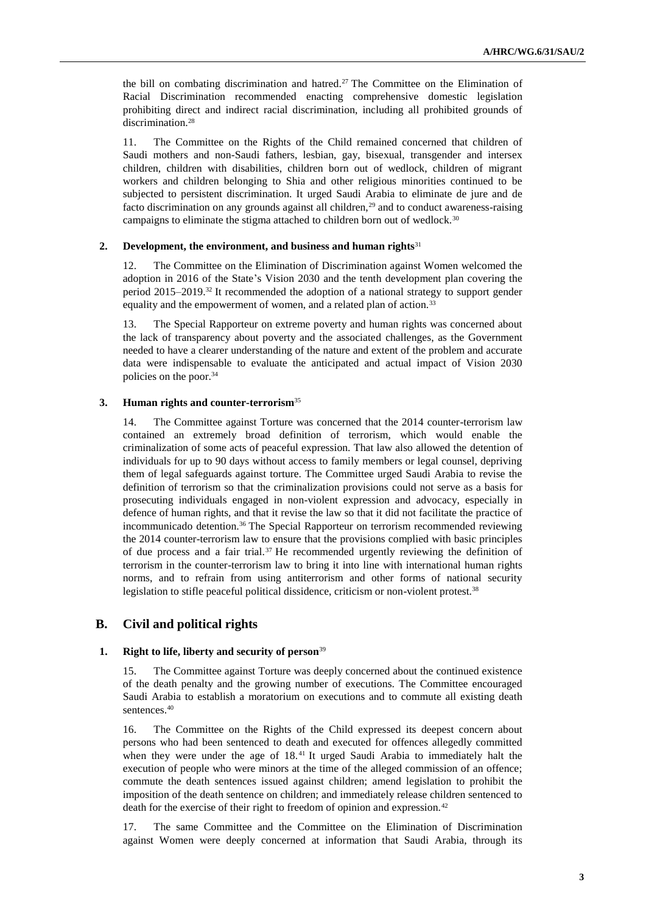the bill on combating discrimination and hatred.[27] The Committee on the Elimination of Racial Discrimination recommended enacting comprehensive domestic legislation prohibiting direct and indirect racial discrimination, including all prohibited grounds of discrimination.[28]

11. The Committee on the Rights of the Child remained concerned that children of Saudi mothers and non-Saudi fathers, lesbian, gay, bisexual, transgender and intersex children, children with disabilities, children born out of wedlock, children of migrant workers and children belonging to Shia and other religious minorities continued to be subjected to persistent discrimination. It urged Saudi Arabia to eliminate de jure and de facto discrimination on any grounds against all children,[29] and to conduct awareness-raising campaigns to eliminate the stigma attached to children born out of wedlock.[30]

### 2. Development, the environment, and business and human rights[31]

12. The Committee on the Elimination of Discrimination against Women welcomed the adoption in 2016 of the State's Vision 2030 and the tenth development plan covering the period 2015–2019.[32] It recommended the adoption of a national strategy to support gender equality and the empowerment of women, and a related plan of action.[33]

13. The Special Rapporteur on extreme poverty and human rights was concerned about the lack of transparency about poverty and the associated challenges, as the Government needed to have a clearer understanding of the nature and extent of the problem and accurate data were indispensable to evaluate the anticipated and actual impact of Vision 2030 policies on the poor.[34]

### 3. Human rights and counter-terrorism[35]

14. The Committee against Torture was concerned that the 2014 counter-terrorism law contained an extremely broad definition of terrorism, which would enable the criminalization of some acts of peaceful expression. That law also allowed the detention of individuals for up to 90 days without access to family members or legal counsel, depriving them of legal safeguards against torture. The Committee urged Saudi Arabia to revise the definition of terrorism so that the criminalization provisions could not serve as a basis for prosecuting individuals engaged in non-violent expression and advocacy, especially in defence of human rights, and that it revise the law so that it did not facilitate the practice of incommunicado detention.[36] The Special Rapporteur on terrorism recommended reviewing the 2014 counter-terrorism law to ensure that the provisions complied with basic principles of due process and a fair trial.[37] He recommended urgently reviewing the definition of terrorism in the counter-terrorism law to bring it into line with international human rights norms, and to refrain from using antiterrorism and other forms of national security legislation to stifle peaceful political dissidence, criticism or non-violent protest.[38]

## B. Civil and political rights

### 1. Right to life, liberty and security of person[39]

15. The Committee against Torture was deeply concerned about the continued existence of the death penalty and the growing number of executions. The Committee encouraged Saudi Arabia to establish a moratorium on executions and to commute all existing death sentences.[40]

16. The Committee on the Rights of the Child expressed its deepest concern about persons who had been sentenced to death and executed for offences allegedly committed when they were under the age of 18.[41] It urged Saudi Arabia to immediately halt the execution of people who were minors at the time of the alleged commission of an offence; commute the death sentences issued against children; amend legislation to prohibit the imposition of the death sentence on children; and immediately release children sentenced to death for the exercise of their right to freedom of opinion and expression.[42]

17. The same Committee and the Committee on the Elimination of Discrimination against Women were deeply concerned at information that Saudi Arabia, through its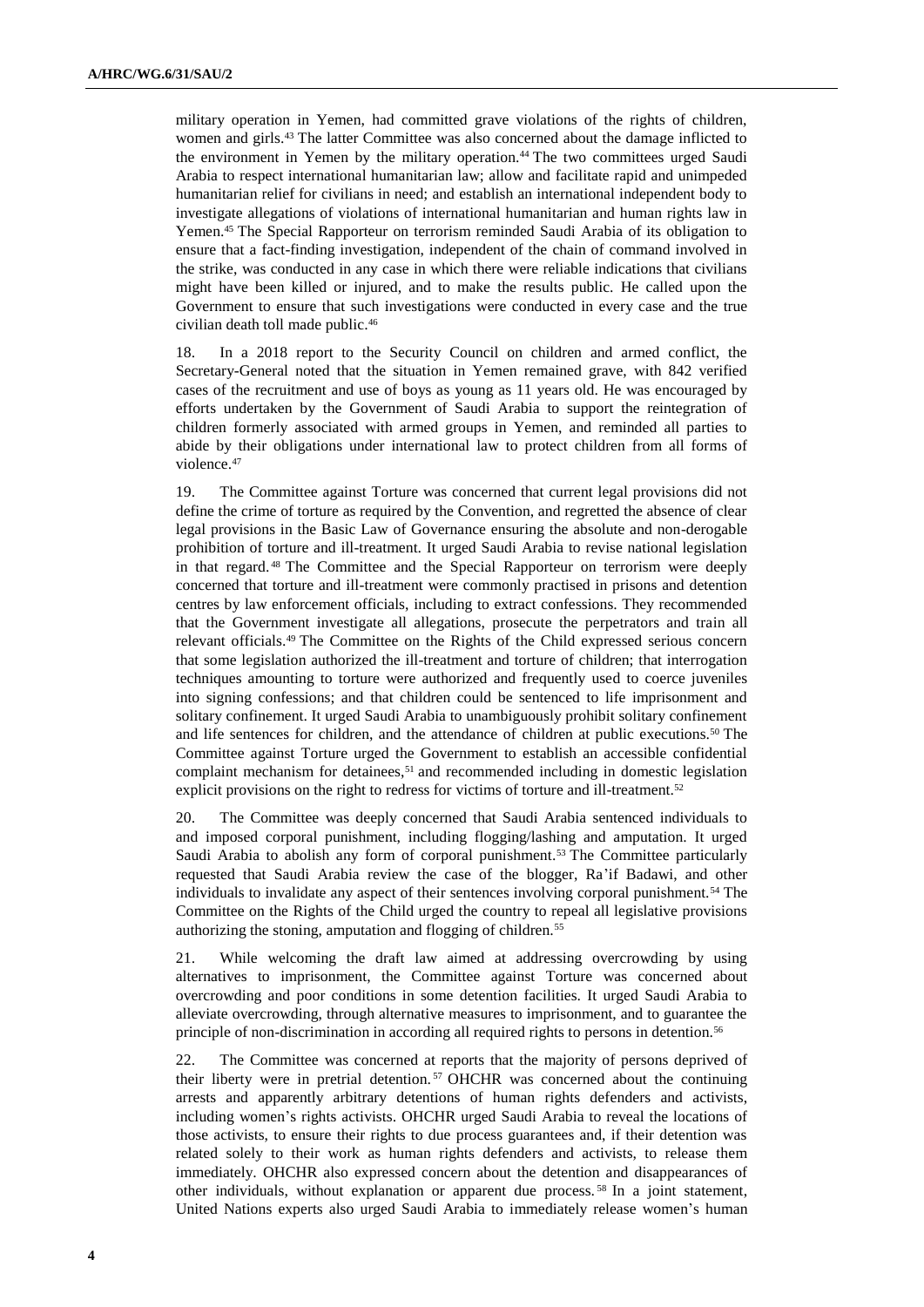military operation in Yemen, had committed grave violations of the rights of children, women and girls.[43] The latter Committee was also concerned about the damage inflicted to the environment in Yemen by the military operation.[44] The two committees urged Saudi Arabia to respect international humanitarian law; allow and facilitate rapid and unimpeded humanitarian relief for civilians in need; and establish an international independent body to investigate allegations of violations of international humanitarian and human rights law in Yemen.[45] The Special Rapporteur on terrorism reminded Saudi Arabia of its obligation to ensure that a fact-finding investigation, independent of the chain of command involved in the strike, was conducted in any case in which there were reliable indications that civilians might have been killed or injured, and to make the results public. He called upon the Government to ensure that such investigations were conducted in every case and the true civilian death toll made public.[46]

18. In a 2018 report to the Security Council on children and armed conflict, the Secretary-General noted that the situation in Yemen remained grave, with 842 verified cases of the recruitment and use of boys as young as 11 years old. He was encouraged by efforts undertaken by the Government of Saudi Arabia to support the reintegration of children formerly associated with armed groups in Yemen, and reminded all parties to abide by their obligations under international law to protect children from all forms of violence.[47]

19. The Committee against Torture was concerned that current legal provisions did not define the crime of torture as required by the Convention, and regretted the absence of clear legal provisions in the Basic Law of Governance ensuring the absolute and non-derogable prohibition of torture and ill-treatment. It urged Saudi Arabia to revise national legislation in that regard.[48] The Committee and the Special Rapporteur on terrorism were deeply concerned that torture and ill-treatment were commonly practised in prisons and detention centres by law enforcement officials, including to extract confessions. They recommended that the Government investigate all allegations, prosecute the perpetrators and train all relevant officials.[49] The Committee on the Rights of the Child expressed serious concern that some legislation authorized the ill-treatment and torture of children; that interrogation techniques amounting to torture were authorized and frequently used to coerce juveniles into signing confessions; and that children could be sentenced to life imprisonment and solitary confinement. It urged Saudi Arabia to unambiguously prohibit solitary confinement and life sentences for children, and the attendance of children at public executions.[50] The Committee against Torture urged the Government to establish an accessible confidential complaint mechanism for detainees,[51] and recommended including in domestic legislation explicit provisions on the right to redress for victims of torture and ill-treatment.[52]

20. The Committee was deeply concerned that Saudi Arabia sentenced individuals to and imposed corporal punishment, including flogging/lashing and amputation. It urged Saudi Arabia to abolish any form of corporal punishment.[53] The Committee particularly requested that Saudi Arabia review the case of the blogger, Ra'if Badawi, and other individuals to invalidate any aspect of their sentences involving corporal punishment.[54] The Committee on the Rights of the Child urged the country to repeal all legislative provisions authorizing the stoning, amputation and flogging of children.[55]

21. While welcoming the draft law aimed at addressing overcrowding by using alternatives to imprisonment, the Committee against Torture was concerned about overcrowding and poor conditions in some detention facilities. It urged Saudi Arabia to alleviate overcrowding, through alternative measures to imprisonment, and to guarantee the principle of non-discrimination in according all required rights to persons in detention.[56]

22. The Committee was concerned at reports that the majority of persons deprived of their liberty were in pretrial detention.[57] OHCHR was concerned about the continuing arrests and apparently arbitrary detentions of human rights defenders and activists, including women's rights activists. OHCHR urged Saudi Arabia to reveal the locations of those activists, to ensure their rights to due process guarantees and, if their detention was related solely to their work as human rights defenders and activists, to release them immediately. OHCHR also expressed concern about the detention and disappearances of other individuals, without explanation or apparent due process.[58] In a joint statement, United Nations experts also urged Saudi Arabia to immediately release women's human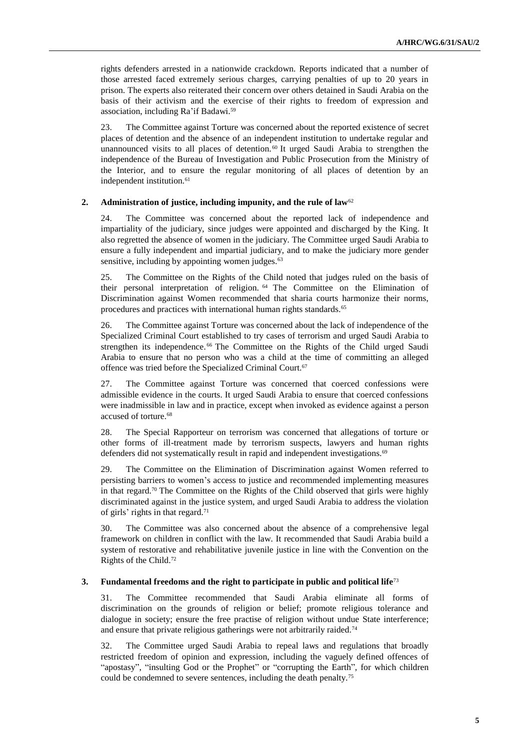rights defenders arrested in a nationwide crackdown. Reports indicated that a number of those arrested faced extremely serious charges, carrying penalties of up to 20 years in prison. The experts also reiterated their concern over others detained in Saudi Arabia on the basis of their activism and the exercise of their rights to freedom of expression and association, including Ra'if Badawi.[59]

23. The Committee against Torture was concerned about the reported existence of secret places of detention and the absence of an independent institution to undertake regular and unannounced visits to all places of detention.[60] It urged Saudi Arabia to strengthen the independence of the Bureau of Investigation and Public Prosecution from the Ministry of the Interior, and to ensure the regular monitoring of all places of detention by an independent institution.[61]

### 2. Administration of justice, including impunity, and the rule of law[62]

24. The Committee was concerned about the reported lack of independence and impartiality of the judiciary, since judges were appointed and discharged by the King. It also regretted the absence of women in the judiciary. The Committee urged Saudi Arabia to ensure a fully independent and impartial judiciary, and to make the judiciary more gender sensitive, including by appointing women judges.[63]

25. The Committee on the Rights of the Child noted that judges ruled on the basis of their personal interpretation of religion.[64] The Committee on the Elimination of Discrimination against Women recommended that sharia courts harmonize their norms, procedures and practices with international human rights standards.[65]

26. The Committee against Torture was concerned about the lack of independence of the Specialized Criminal Court established to try cases of terrorism and urged Saudi Arabia to strengthen its independence.[66] The Committee on the Rights of the Child urged Saudi Arabia to ensure that no person who was a child at the time of committing an alleged offence was tried before the Specialized Criminal Court.[67]

27. The Committee against Torture was concerned that coerced confessions were admissible evidence in the courts. It urged Saudi Arabia to ensure that coerced confessions were inadmissible in law and in practice, except when invoked as evidence against a person accused of torture.[68]

28. The Special Rapporteur on terrorism was concerned that allegations of torture or other forms of ill-treatment made by terrorism suspects, lawyers and human rights defenders did not systematically result in rapid and independent investigations.[69]

29. The Committee on the Elimination of Discrimination against Women referred to persisting barriers to women's access to justice and recommended implementing measures in that regard.[70] The Committee on the Rights of the Child observed that girls were highly discriminated against in the justice system, and urged Saudi Arabia to address the violation of girls' rights in that regard.[71]

30. The Committee was also concerned about the absence of a comprehensive legal framework on children in conflict with the law. It recommended that Saudi Arabia build a system of restorative and rehabilitative juvenile justice in line with the Convention on the Rights of the Child.[72]

### 3. Fundamental freedoms and the right to participate in public and political life[73]

31. The Committee recommended that Saudi Arabia eliminate all forms of discrimination on the grounds of religion or belief; promote religious tolerance and dialogue in society; ensure the free practise of religion without undue State interference; and ensure that private religious gatherings were not arbitrarily raided.[74]

32. The Committee urged Saudi Arabia to repeal laws and regulations that broadly restricted freedom of opinion and expression, including the vaguely defined offences of "apostasy", "insulting God or the Prophet" or "corrupting the Earth", for which children could be condemned to severe sentences, including the death penalty.[75]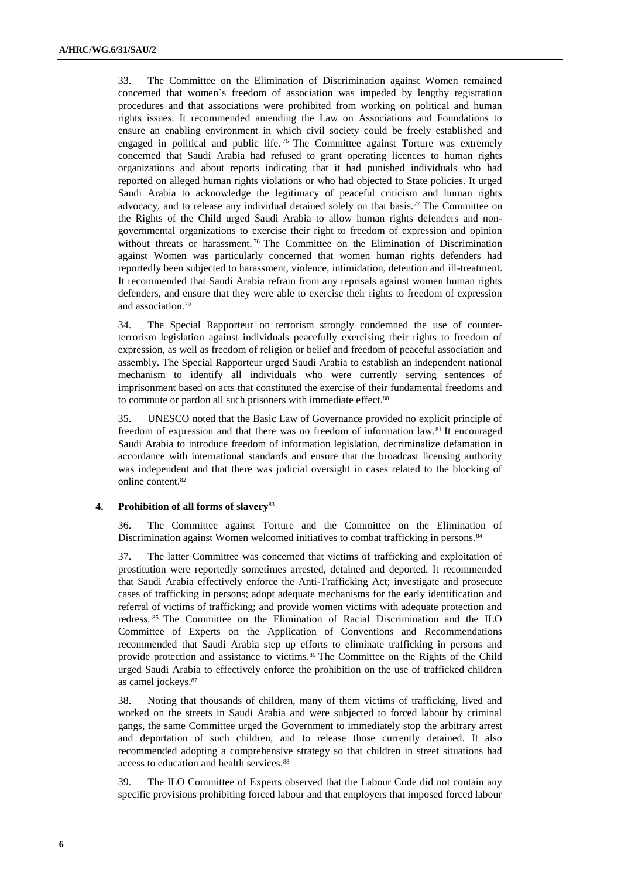33. The Committee on the Elimination of Discrimination against Women remained concerned that women's freedom of association was impeded by lengthy registration procedures and that associations were prohibited from working on political and human rights issues. It recommended amending the Law on Associations and Foundations to ensure an enabling environment in which civil society could be freely established and engaged in political and public life.[76] The Committee against Torture was extremely concerned that Saudi Arabia had refused to grant operating licences to human rights organizations and about reports indicating that it had punished individuals who had reported on alleged human rights violations or who had objected to State policies. It urged Saudi Arabia to acknowledge the legitimacy of peaceful criticism and human rights advocacy, and to release any individual detained solely on that basis.[77] The Committee on the Rights of the Child urged Saudi Arabia to allow human rights defenders and non-governmental organizations to exercise their right to freedom of expression and opinion without threats or harassment.[78] The Committee on the Elimination of Discrimination against Women was particularly concerned that women human rights defenders had reportedly been subjected to harassment, violence, intimidation, detention and ill-treatment. It recommended that Saudi Arabia refrain from any reprisals against women human rights defenders, and ensure that they were able to exercise their rights to freedom of expression and association.[79]

34. The Special Rapporteur on terrorism strongly condemned the use of counter-terrorism legislation against individuals peacefully exercising their rights to freedom of expression, as well as freedom of religion or belief and freedom of peaceful association and assembly. The Special Rapporteur urged Saudi Arabia to establish an independent national mechanism to identify all individuals who were currently serving sentences of imprisonment based on acts that constituted the exercise of their fundamental freedoms and to commute or pardon all such prisoners with immediate effect.[80]

35. UNESCO noted that the Basic Law of Governance provided no explicit principle of freedom of expression and that there was no freedom of information law.[81] It encouraged Saudi Arabia to introduce freedom of information legislation, decriminalize defamation in accordance with international standards and ensure that the broadcast licensing authority was independent and that there was judicial oversight in cases related to the blocking of online content.[82]

#### 4. Prohibition of all forms of slavery[83]

36. The Committee against Torture and the Committee on the Elimination of Discrimination against Women welcomed initiatives to combat trafficking in persons.[84]

37. The latter Committee was concerned that victims of trafficking and exploitation of prostitution were reportedly sometimes arrested, detained and deported. It recommended that Saudi Arabia effectively enforce the Anti-Trafficking Act; investigate and prosecute cases of trafficking in persons; adopt adequate mechanisms for the early identification and referral of victims of trafficking; and provide women victims with adequate protection and redress.[85] The Committee on the Elimination of Racial Discrimination and the ILO Committee of Experts on the Application of Conventions and Recommendations recommended that Saudi Arabia step up efforts to eliminate trafficking in persons and provide protection and assistance to victims.[86] The Committee on the Rights of the Child urged Saudi Arabia to effectively enforce the prohibition on the use of trafficked children as camel jockeys.[87]

38. Noting that thousands of children, many of them victims of trafficking, lived and worked on the streets in Saudi Arabia and were subjected to forced labour by criminal gangs, the same Committee urged the Government to immediately stop the arbitrary arrest and deportation of such children, and to release those currently detained. It also recommended adopting a comprehensive strategy so that children in street situations had access to education and health services.[88]

39. The ILO Committee of Experts observed that the Labour Code did not contain any specific provisions prohibiting forced labour and that employers that imposed forced labour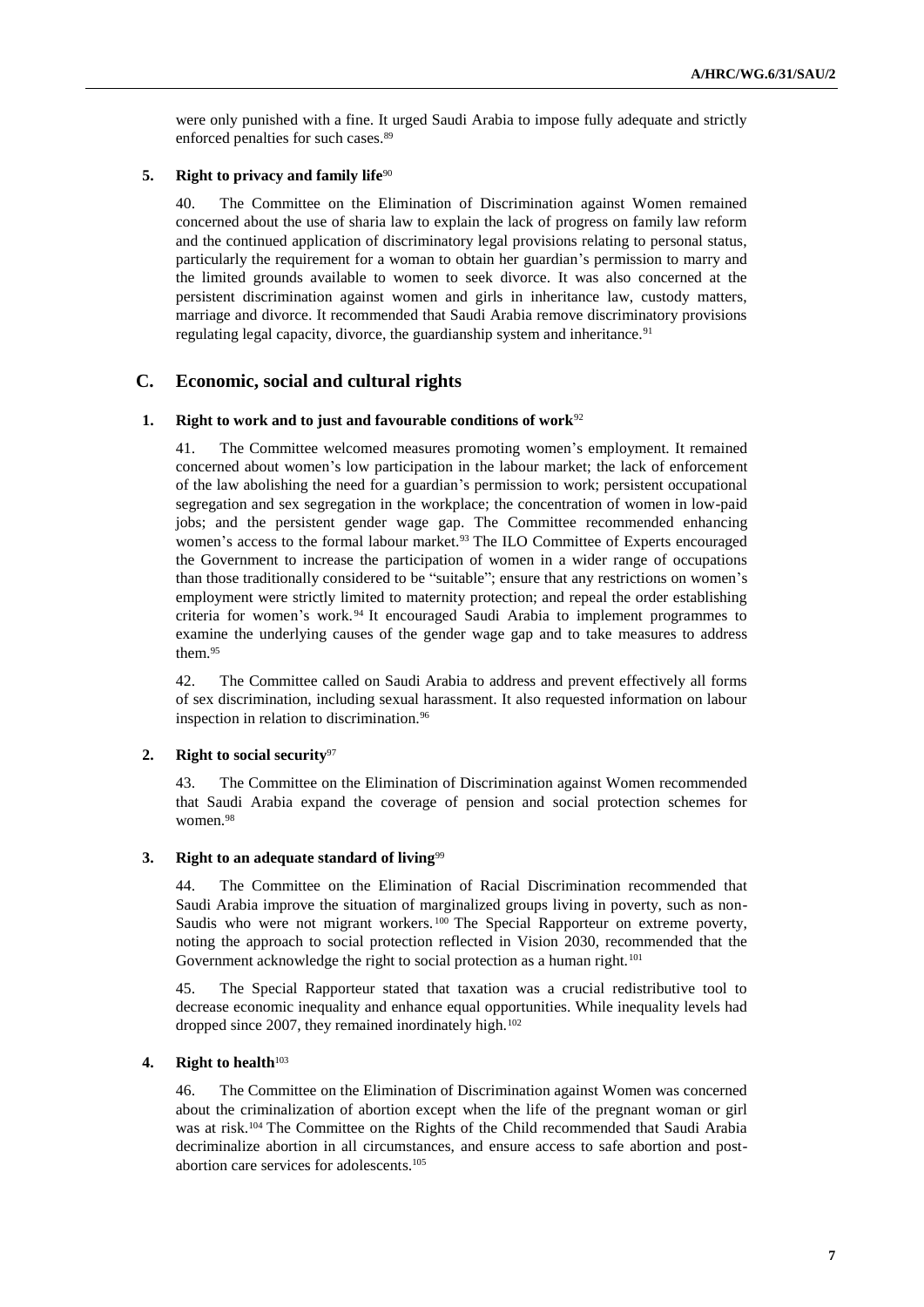were only punished with a fine. It urged Saudi Arabia to impose fully adequate and strictly enforced penalties for such cases.[89]

### 5. Right to privacy and family life[90]

40. The Committee on the Elimination of Discrimination against Women remained concerned about the use of sharia law to explain the lack of progress on family law reform and the continued application of discriminatory legal provisions relating to personal status, particularly the requirement for a woman to obtain her guardian's permission to marry and the limited grounds available to women to seek divorce. It was also concerned at the persistent discrimination against women and girls in inheritance law, custody matters, marriage and divorce. It recommended that Saudi Arabia remove discriminatory provisions regulating legal capacity, divorce, the guardianship system and inheritance.[91]

## C. Economic, social and cultural rights

### 1. Right to work and to just and favourable conditions of work[92]

41. The Committee welcomed measures promoting women's employment. It remained concerned about women's low participation in the labour market; the lack of enforcement of the law abolishing the need for a guardian's permission to work; persistent occupational segregation and sex segregation in the workplace; the concentration of women in low-paid jobs; and the persistent gender wage gap. The Committee recommended enhancing women's access to the formal labour market.[93] The ILO Committee of Experts encouraged the Government to increase the participation of women in a wider range of occupations than those traditionally considered to be "suitable"; ensure that any restrictions on women's employment were strictly limited to maternity protection; and repeal the order establishing criteria for women's work.[94] It encouraged Saudi Arabia to implement programmes to examine the underlying causes of the gender wage gap and to take measures to address them.[95]

42. The Committee called on Saudi Arabia to address and prevent effectively all forms of sex discrimination, including sexual harassment. It also requested information on labour inspection in relation to discrimination.[96]

### 2. Right to social security[97]

43. The Committee on the Elimination of Discrimination against Women recommended that Saudi Arabia expand the coverage of pension and social protection schemes for women.[98]

### 3. Right to an adequate standard of living[99]

44. The Committee on the Elimination of Racial Discrimination recommended that Saudi Arabia improve the situation of marginalized groups living in poverty, such as non-Saudis who were not migrant workers.[100] The Special Rapporteur on extreme poverty, noting the approach to social protection reflected in Vision 2030, recommended that the Government acknowledge the right to social protection as a human right.[101]

45. The Special Rapporteur stated that taxation was a crucial redistributive tool to decrease economic inequality and enhance equal opportunities. While inequality levels had dropped since 2007, they remained inordinately high.[102]

### 4. Right to health[103]

46. The Committee on the Elimination of Discrimination against Women was concerned about the criminalization of abortion except when the life of the pregnant woman or girl was at risk.[104] The Committee on the Rights of the Child recommended that Saudi Arabia decriminalize abortion in all circumstances, and ensure access to safe abortion and post-abortion care services for adolescents.[105]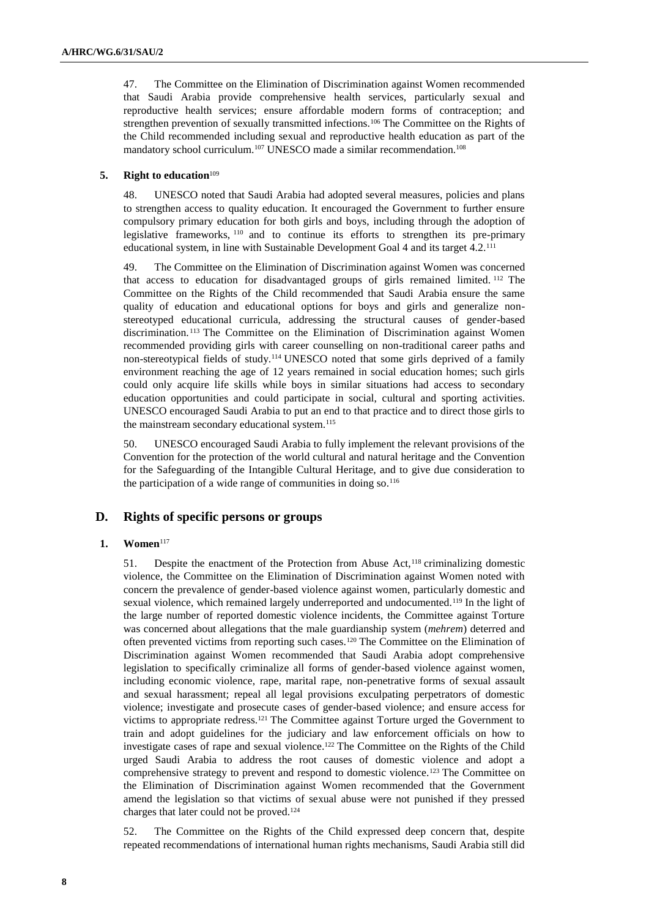47. The Committee on the Elimination of Discrimination against Women recommended that Saudi Arabia provide comprehensive health services, particularly sexual and reproductive health services; ensure affordable modern forms of contraception; and strengthen prevention of sexually transmitted infections.[106] The Committee on the Rights of the Child recommended including sexual and reproductive health education as part of the mandatory school curriculum.[107] UNESCO made a similar recommendation.[108]

### 5. Right to education[109]

48. UNESCO noted that Saudi Arabia had adopted several measures, policies and plans to strengthen access to quality education. It encouraged the Government to further ensure compulsory primary education for both girls and boys, including through the adoption of legislative frameworks,[110] and to continue its efforts to strengthen its pre-primary educational system, in line with Sustainable Development Goal 4 and its target 4.2.[111]

49. The Committee on the Elimination of Discrimination against Women was concerned that access to education for disadvantaged groups of girls remained limited.[112] The Committee on the Rights of the Child recommended that Saudi Arabia ensure the same quality of education and educational options for boys and girls and generalize non-stereotyped educational curricula, addressing the structural causes of gender-based discrimination.[113] The Committee on the Elimination of Discrimination against Women recommended providing girls with career counselling on non-traditional career paths and non-stereotypical fields of study.[114] UNESCO noted that some girls deprived of a family environment reaching the age of 12 years remained in social education homes; such girls could only acquire life skills while boys in similar situations had access to secondary education opportunities and could participate in social, cultural and sporting activities. UNESCO encouraged Saudi Arabia to put an end to that practice and to direct those girls to the mainstream secondary educational system.[115]

50. UNESCO encouraged Saudi Arabia to fully implement the relevant provisions of the Convention for the protection of the world cultural and natural heritage and the Convention for the Safeguarding of the Intangible Cultural Heritage, and to give due consideration to the participation of a wide range of communities in doing so.[116]

## D. Rights of specific persons or groups

### 1. Women[117]

51. Despite the enactment of the Protection from Abuse Act,[118] criminalizing domestic violence, the Committee on the Elimination of Discrimination against Women noted with concern the prevalence of gender-based violence against women, particularly domestic and sexual violence, which remained largely underreported and undocumented.[119] In the light of the large number of reported domestic violence incidents, the Committee against Torture was concerned about allegations that the male guardianship system (*mehrem*) deterred and often prevented victims from reporting such cases.[120] The Committee on the Elimination of Discrimination against Women recommended that Saudi Arabia adopt comprehensive legislation to specifically criminalize all forms of gender-based violence against women, including economic violence, rape, marital rape, non-penetrative forms of sexual assault and sexual harassment; repeal all legal provisions exculpating perpetrators of domestic violence; investigate and prosecute cases of gender-based violence; and ensure access for victims to appropriate redress.[121] The Committee against Torture urged the Government to train and adopt guidelines for the judiciary and law enforcement officials on how to investigate cases of rape and sexual violence.[122] The Committee on the Rights of the Child urged Saudi Arabia to address the root causes of domestic violence and adopt a comprehensive strategy to prevent and respond to domestic violence.[123] The Committee on the Elimination of Discrimination against Women recommended that the Government amend the legislation so that victims of sexual abuse were not punished if they pressed charges that later could not be proved.[124]

52. The Committee on the Rights of the Child expressed deep concern that, despite repeated recommendations of international human rights mechanisms, Saudi Arabia still did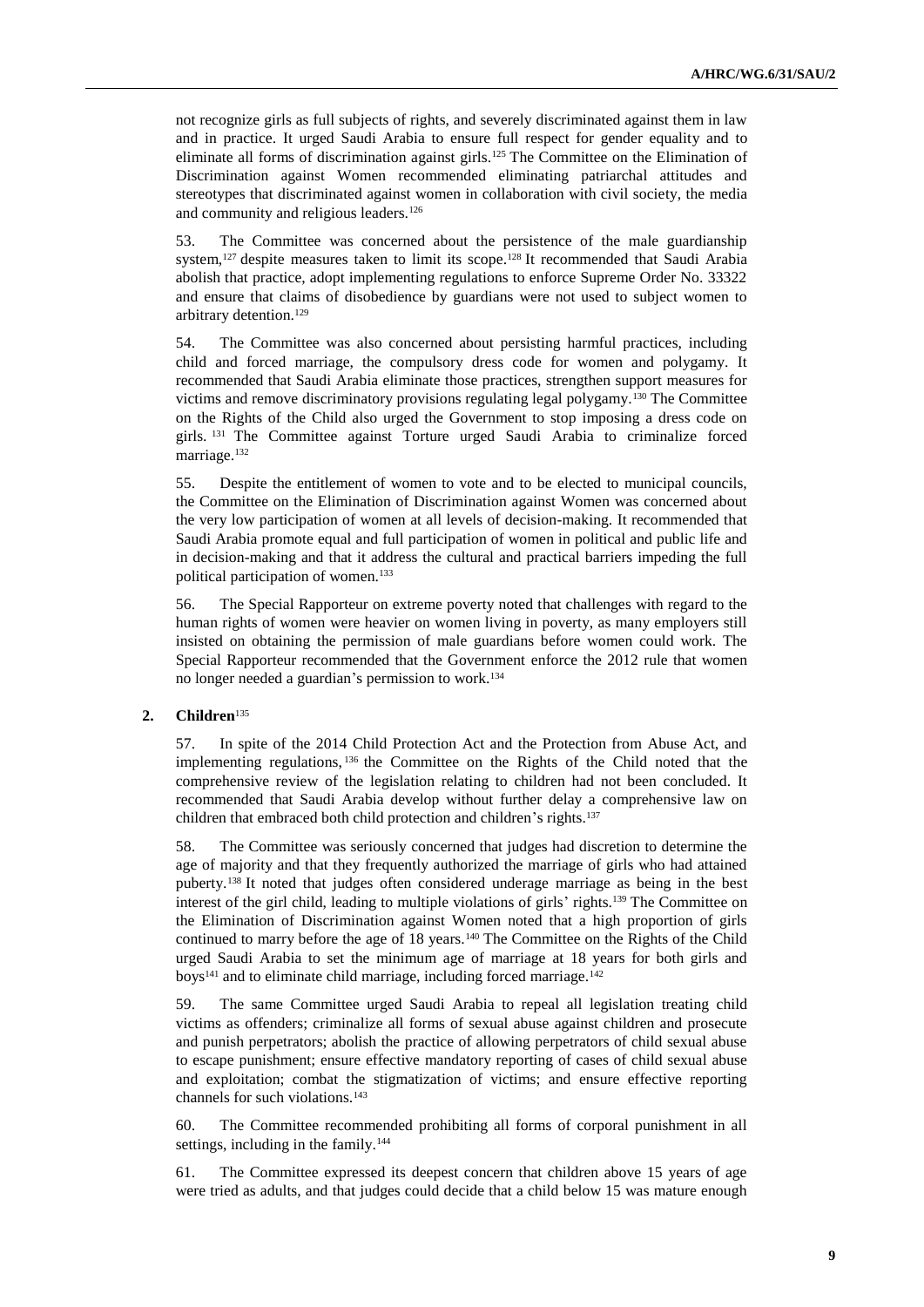not recognize girls as full subjects of rights, and severely discriminated against them in law and in practice. It urged Saudi Arabia to ensure full respect for gender equality and to eliminate all forms of discrimination against girls.[125] The Committee on the Elimination of Discrimination against Women recommended eliminating patriarchal attitudes and stereotypes that discriminated against women in collaboration with civil society, the media and community and religious leaders.[126]

53. The Committee was concerned about the persistence of the male guardianship system,[127] despite measures taken to limit its scope.[128] It recommended that Saudi Arabia abolish that practice, adopt implementing regulations to enforce Supreme Order No. 33322 and ensure that claims of disobedience by guardians were not used to subject women to arbitrary detention.[129]

54. The Committee was also concerned about persisting harmful practices, including child and forced marriage, the compulsory dress code for women and polygamy. It recommended that Saudi Arabia eliminate those practices, strengthen support measures for victims and remove discriminatory provisions regulating legal polygamy.[130] The Committee on the Rights of the Child also urged the Government to stop imposing a dress code on girls.[131] The Committee against Torture urged Saudi Arabia to criminalize forced marriage.[132]

55. Despite the entitlement of women to vote and to be elected to municipal councils, the Committee on the Elimination of Discrimination against Women was concerned about the very low participation of women at all levels of decision-making. It recommended that Saudi Arabia promote equal and full participation of women in political and public life and in decision-making and that it address the cultural and practical barriers impeding the full political participation of women.[133]

56. The Special Rapporteur on extreme poverty noted that challenges with regard to the human rights of women were heavier on women living in poverty, as many employers still insisted on obtaining the permission of male guardians before women could work. The Special Rapporteur recommended that the Government enforce the 2012 rule that women no longer needed a guardian's permission to work.[134]

### 2. Children[135]

57. In spite of the 2014 Child Protection Act and the Protection from Abuse Act, and implementing regulations,[136] the Committee on the Rights of the Child noted that the comprehensive review of the legislation relating to children had not been concluded. It recommended that Saudi Arabia develop without further delay a comprehensive law on children that embraced both child protection and children's rights.[137]

58. The Committee was seriously concerned that judges had discretion to determine the age of majority and that they frequently authorized the marriage of girls who had attained puberty.[138] It noted that judges often considered underage marriage as being in the best interest of the girl child, leading to multiple violations of girls' rights.[139] The Committee on the Elimination of Discrimination against Women noted that a high proportion of girls continued to marry before the age of 18 years.[140] The Committee on the Rights of the Child urged Saudi Arabia to set the minimum age of marriage at 18 years for both girls and boys[141] and to eliminate child marriage, including forced marriage.[142]

59. The same Committee urged Saudi Arabia to repeal all legislation treating child victims as offenders; criminalize all forms of sexual abuse against children and prosecute and punish perpetrators; abolish the practice of allowing perpetrators of child sexual abuse to escape punishment; ensure effective mandatory reporting of cases of child sexual abuse and exploitation; combat the stigmatization of victims; and ensure effective reporting channels for such violations.[143]

60. The Committee recommended prohibiting all forms of corporal punishment in all settings, including in the family.[144]

61. The Committee expressed its deepest concern that children above 15 years of age were tried as adults, and that judges could decide that a child below 15 was mature enough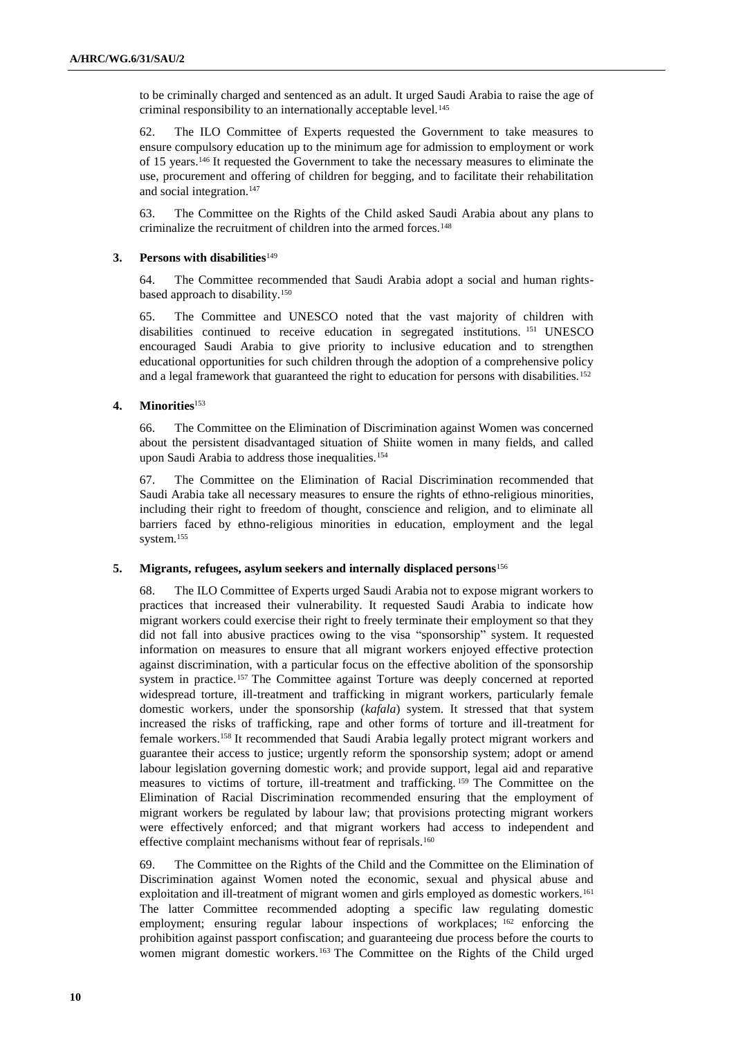to be criminally charged and sentenced as an adult. It urged Saudi Arabia to raise the age of criminal responsibility to an internationally acceptable level.[145]

62. The ILO Committee of Experts requested the Government to take measures to ensure compulsory education up to the minimum age for admission to employment or work of 15 years.[146] It requested the Government to take the necessary measures to eliminate the use, procurement and offering of children for begging, and to facilitate their rehabilitation and social integration.[147]

63. The Committee on the Rights of the Child asked Saudi Arabia about any plans to criminalize the recruitment of children into the armed forces.[148]

### 3. Persons with disabilities[149]

64. The Committee recommended that Saudi Arabia adopt a social and human rights-based approach to disability.[150]

65. The Committee and UNESCO noted that the vast majority of children with disabilities continued to receive education in segregated institutions.[151] UNESCO encouraged Saudi Arabia to give priority to inclusive education and to strengthen educational opportunities for such children through the adoption of a comprehensive policy and a legal framework that guaranteed the right to education for persons with disabilities.[152]

### 4. Minorities[153]

66. The Committee on the Elimination of Discrimination against Women was concerned about the persistent disadvantaged situation of Shiite women in many fields, and called upon Saudi Arabia to address those inequalities.[154]

67. The Committee on the Elimination of Racial Discrimination recommended that Saudi Arabia take all necessary measures to ensure the rights of ethno-religious minorities, including their right to freedom of thought, conscience and religion, and to eliminate all barriers faced by ethno-religious minorities in education, employment and the legal system.[155]

### 5. Migrants, refugees, asylum seekers and internally displaced persons[156]

68. The ILO Committee of Experts urged Saudi Arabia not to expose migrant workers to practices that increased their vulnerability. It requested Saudi Arabia to indicate how migrant workers could exercise their right to freely terminate their employment so that they did not fall into abusive practices owing to the visa "sponsorship" system. It requested information on measures to ensure that all migrant workers enjoyed effective protection against discrimination, with a particular focus on the effective abolition of the sponsorship system in practice.[157] The Committee against Torture was deeply concerned at reported widespread torture, ill-treatment and trafficking in migrant workers, particularly female domestic workers, under the sponsorship (*kafala*) system. It stressed that that system increased the risks of trafficking, rape and other forms of torture and ill-treatment for female workers.[158] It recommended that Saudi Arabia legally protect migrant workers and guarantee their access to justice; urgently reform the sponsorship system; adopt or amend labour legislation governing domestic work; and provide support, legal aid and reparative measures to victims of torture, ill-treatment and trafficking.[159] The Committee on the Elimination of Racial Discrimination recommended ensuring that the employment of migrant workers be regulated by labour law; that provisions protecting migrant workers were effectively enforced; and that migrant workers had access to independent and effective complaint mechanisms without fear of reprisals.[160]

69. The Committee on the Rights of the Child and the Committee on the Elimination of Discrimination against Women noted the economic, sexual and physical abuse and exploitation and ill-treatment of migrant women and girls employed as domestic workers.[161] The latter Committee recommended adopting a specific law regulating domestic employment; ensuring regular labour inspections of workplaces;[162] enforcing the prohibition against passport confiscation; and guaranteeing due process before the courts to women migrant domestic workers.[163] The Committee on the Rights of the Child urged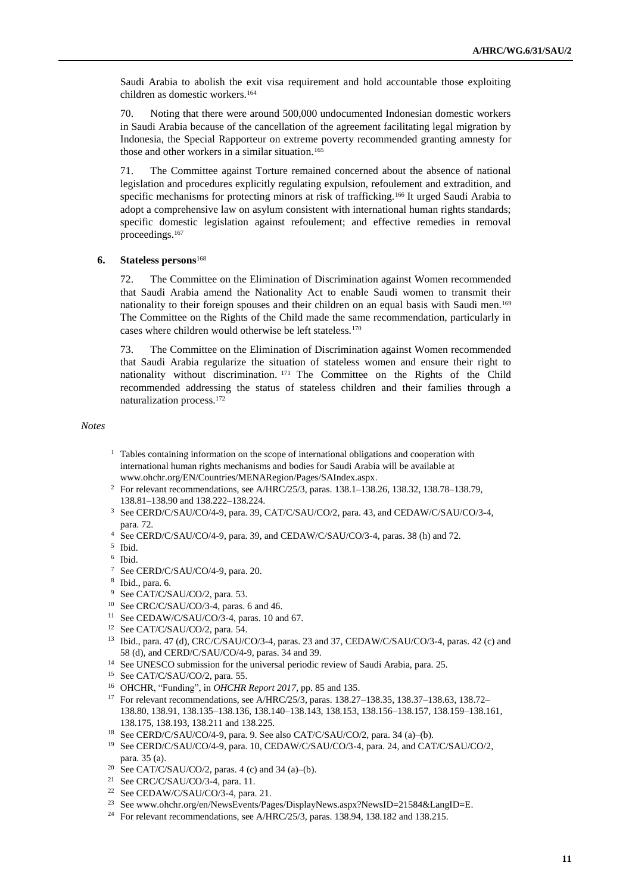Saudi Arabia to abolish the exit visa requirement and hold accountable those exploiting children as domestic workers.[164]

70. Noting that there were around 500,000 undocumented Indonesian domestic workers in Saudi Arabia because of the cancellation of the agreement facilitating legal migration by Indonesia, the Special Rapporteur on extreme poverty recommended granting amnesty for those and other workers in a similar situation.[165]

71. The Committee against Torture remained concerned about the absence of national legislation and procedures explicitly regulating expulsion, refoulement and extradition, and specific mechanisms for protecting minors at risk of trafficking.[166] It urged Saudi Arabia to adopt a comprehensive law on asylum consistent with international human rights standards; specific domestic legislation against refoulement; and effective remedies in removal proceedings.[167]

### 6. Stateless persons[168]

72. The Committee on the Elimination of Discrimination against Women recommended that Saudi Arabia amend the Nationality Act to enable Saudi women to transmit their nationality to their foreign spouses and their children on an equal basis with Saudi men.[169] The Committee on the Rights of the Child made the same recommendation, particularly in cases where children would otherwise be left stateless.[170]

73. The Committee on the Elimination of Discrimination against Women recommended that Saudi Arabia regularize the situation of stateless women and ensure their right to nationality without discrimination.[171] The Committee on the Rights of the Child recommended addressing the status of stateless children and their families through a naturalization process.[172]

*Notes*

1 Tables containing information on the scope of international obligations and cooperation with international human rights mechanisms and bodies for Saudi Arabia will be available at www.ohchr.org/EN/Countries/MENARegion/Pages/SAIndex.aspx.

2 For relevant recommendations, see A/HRC/25/3, paras. 138.1–138.26, 138.32, 138.78–138.79, 138.81–138.90 and 138.222–138.224.

3 See CERD/C/SAU/CO/4-9, para. 39, CAT/C/SAU/CO/2, para. 43, and CEDAW/C/SAU/CO/3-4, para. 72.

4 See CERD/C/SAU/CO/4-9, para. 39, and CEDAW/C/SAU/CO/3-4, paras. 38 (h) and 72.

5 Ibid.

6 Ibid.

7 See CERD/C/SAU/CO/4-9, para. 20.

8 Ibid., para. 6.

9 See CAT/C/SAU/CO/2, para. 53.

10 See CRC/C/SAU/CO/3-4, paras. 6 and 46.

11 See CEDAW/C/SAU/CO/3-4, paras. 10 and 67.

12 See CAT/C/SAU/CO/2, para. 54.

13 Ibid., para. 47 (d), CRC/C/SAU/CO/3-4, paras. 23 and 37, CEDAW/C/SAU/CO/3-4, paras. 42 (c) and 58 (d), and CERD/C/SAU/CO/4-9, paras. 34 and 39.

14 See UNESCO submission for the universal periodic review of Saudi Arabia, para. 25.

15 See CAT/C/SAU/CO/2, para. 55.

16 OHCHR, "Funding", in *OHCHR Report 2017*, pp. 85 and 135.

17 For relevant recommendations, see A/HRC/25/3, paras. 138.27–138.35, 138.37–138.63, 138.72–138.80, 138.91, 138.135–138.136, 138.140–138.143, 138.153, 138.156–138.157, 138.159–138.161, 138.175, 138.193, 138.211 and 138.225.

18 See CERD/C/SAU/CO/4-9, para. 9. See also CAT/C/SAU/CO/2, para. 34 (a)–(b).

19 See CERD/C/SAU/CO/4-9, para. 10, CEDAW/C/SAU/CO/3-4, para. 24, and CAT/C/SAU/CO/2, para. 35 (a).

20 See CAT/C/SAU/CO/2, paras. 4 (c) and 34 (a)–(b).

21 See CRC/C/SAU/CO/3-4, para. 11.

22 See CEDAW/C/SAU/CO/3-4, para. 21.

23 See www.ohchr.org/en/NewsEvents/Pages/DisplayNews.aspx?NewsID=21584&LangID=E.

24 For relevant recommendations, see A/HRC/25/3, paras. 138.94, 138.182 and 138.215.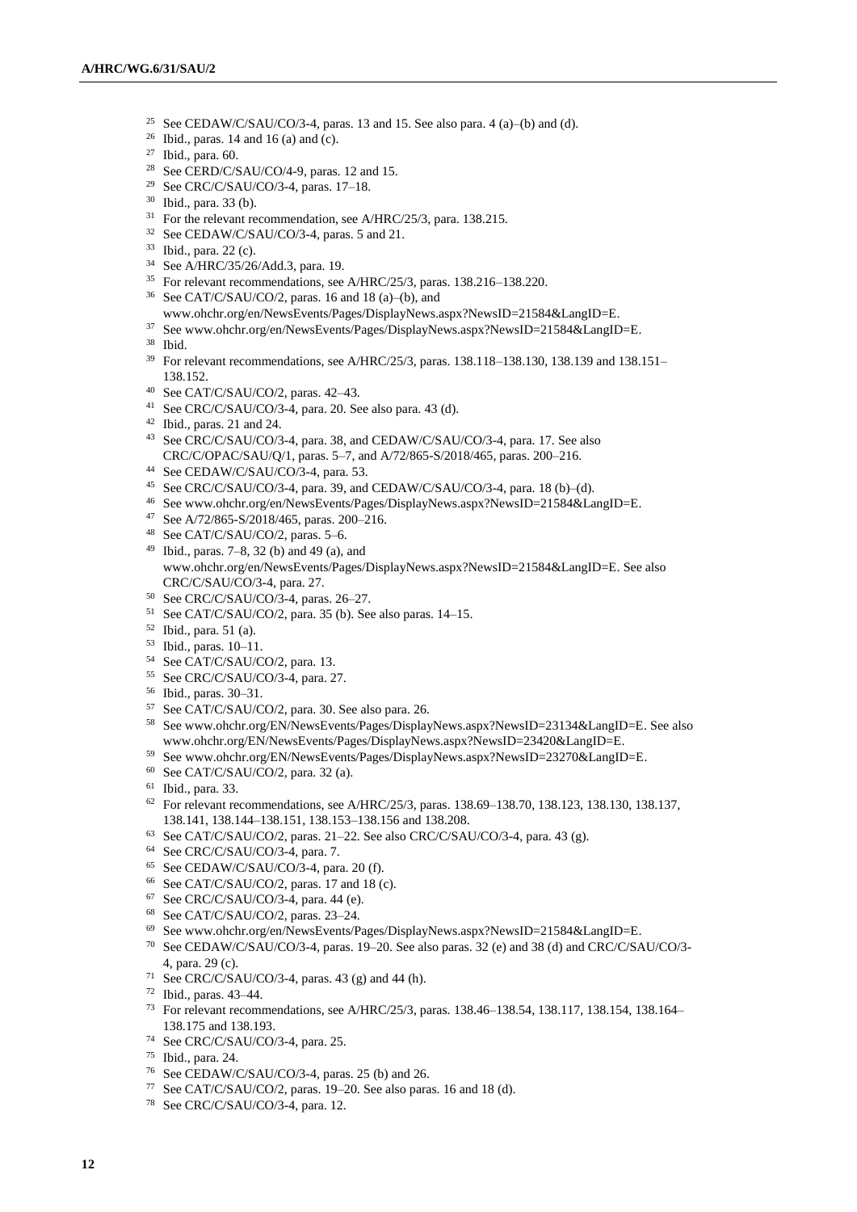[25] See CEDAW/C/SAU/CO/3-4, paras. 13 and 15. See also para. 4 (a)–(b) and (d).

[26] Ibid., paras. 14 and 16 (a) and (c).

[27] Ibid., para. 60.

[28] See CERD/C/SAU/CO/4-9, paras. 12 and 15.

[29] See CRC/C/SAU/CO/3-4, paras. 17–18.

[30] Ibid., para. 33 (b).

[31] For the relevant recommendation, see A/HRC/25/3, para. 138.215.

[32] See CEDAW/C/SAU/CO/3-4, paras. 5 and 21.

[33] Ibid., para. 22 (c).

[34] See A/HRC/35/26/Add.3, para. 19.

[35] For relevant recommendations, see A/HRC/25/3, paras. 138.216–138.220.

[36] See CAT/C/SAU/CO/2, paras. 16 and 18 (a)–(b), and www.ohchr.org/en/NewsEvents/Pages/DisplayNews.aspx?NewsID=21584&LangID=E.

[37] See www.ohchr.org/en/NewsEvents/Pages/DisplayNews.aspx?NewsID=21584&LangID=E.

[38] Ibid.

[39] For relevant recommendations, see A/HRC/25/3, paras. 138.118–138.130, 138.139 and 138.151–138.152.

[40] See CAT/C/SAU/CO/2, paras. 42–43.

[41] See CRC/C/SAU/CO/3-4, para. 20. See also para. 43 (d).

[42] Ibid., paras. 21 and 24.

[43] See CRC/C/SAU/CO/3-4, para. 38, and CEDAW/C/SAU/CO/3-4, para. 17. See also CRC/C/OPAC/SAU/Q/1, paras. 5–7, and A/72/865-S/2018/465, paras. 200–216.

[44] See CEDAW/C/SAU/CO/3-4, para. 53.

[45] See CRC/C/SAU/CO/3-4, para. 39, and CEDAW/C/SAU/CO/3-4, para. 18 (b)–(d).

[46] See www.ohchr.org/en/NewsEvents/Pages/DisplayNews.aspx?NewsID=21584&LangID=E.

[47] See A/72/865-S/2018/465, paras. 200–216.

[48] See CAT/C/SAU/CO/2, paras. 5–6.

[49] Ibid., paras. 7–8, 32 (b) and 49 (a), and www.ohchr.org/en/NewsEvents/Pages/DisplayNews.aspx?NewsID=21584&LangID=E. See also CRC/C/SAU/CO/3-4, para. 27.

[50] See CRC/C/SAU/CO/3-4, paras. 26–27.

[51] See CAT/C/SAU/CO/2, para. 35 (b). See also paras. 14–15.

[52] Ibid., para. 51 (a).

[53] Ibid., paras. 10–11.

[54] See CAT/C/SAU/CO/2, para. 13.

[55] See CRC/C/SAU/CO/3-4, para. 27.

[56] Ibid., paras. 30–31.

[57] See CAT/C/SAU/CO/2, para. 30. See also para. 26.

[58] See www.ohchr.org/EN/NewsEvents/Pages/DisplayNews.aspx?NewsID=23134&LangID=E. See also www.ohchr.org/EN/NewsEvents/Pages/DisplayNews.aspx?NewsID=23420&LangID=E.

[59] See www.ohchr.org/EN/NewsEvents/Pages/DisplayNews.aspx?NewsID=23270&LangID=E.

[60] See CAT/C/SAU/CO/2, para. 32 (a).

[61] Ibid., para. 33.

[62] For relevant recommendations, see A/HRC/25/3, paras. 138.69–138.70, 138.123, 138.130, 138.137, 138.141, 138.144–138.151, 138.153–138.156 and 138.208.

[63] See CAT/C/SAU/CO/2, paras. 21–22. See also CRC/C/SAU/CO/3-4, para. 43 (g).

[64] See CRC/C/SAU/CO/3-4, para. 7.

[65] See CEDAW/C/SAU/CO/3-4, para. 20 (f).

[66] See CAT/C/SAU/CO/2, paras. 17 and 18 (c).

[67] See CRC/C/SAU/CO/3-4, para. 44 (e).

[68] See CAT/C/SAU/CO/2, paras. 23–24.

[69] See www.ohchr.org/en/NewsEvents/Pages/DisplayNews.aspx?NewsID=21584&LangID=E.

[70] See CEDAW/C/SAU/CO/3-4, paras. 19–20. See also paras. 32 (e) and 38 (d) and CRC/C/SAU/CO/3-4, para. 29 (c).

[71] See CRC/C/SAU/CO/3-4, paras. 43 (g) and 44 (h).

[72] Ibid., paras. 43–44.

[73] For relevant recommendations, see A/HRC/25/3, paras. 138.46–138.54, 138.117, 138.154, 138.164–138.175 and 138.193.

[74] See CRC/C/SAU/CO/3-4, para. 25.

[75] Ibid., para. 24.

[76] See CEDAW/C/SAU/CO/3-4, paras. 25 (b) and 26.

[77] See CAT/C/SAU/CO/2, paras. 19–20. See also paras. 16 and 18 (d).

[78] See CRC/C/SAU/CO/3-4, para. 12.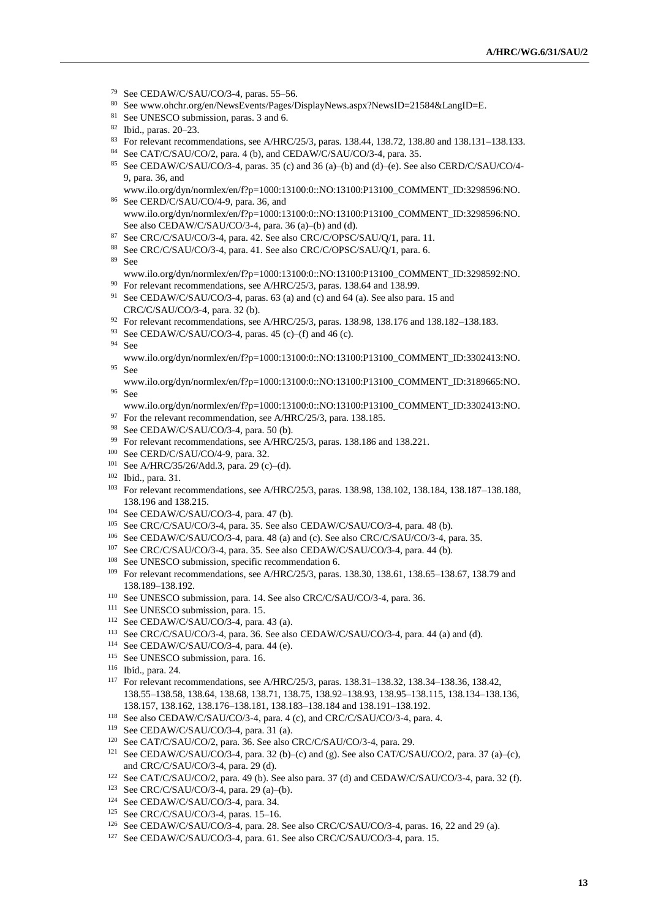[79] See CEDAW/C/SAU/CO/3-4, paras. 55–56.

[80] See www.ohchr.org/en/NewsEvents/Pages/DisplayNews.aspx?NewsID=21584&LangID=E.

[81] See UNESCO submission, paras. 3 and 6.

[82] Ibid., paras. 20–23.

[83] For relevant recommendations, see A/HRC/25/3, paras. 138.44, 138.72, 138.80 and 138.131–138.133.

[84] See CAT/C/SAU/CO/2, para. 4 (b), and CEDAW/C/SAU/CO/3-4, para. 35.

[85] See CEDAW/C/SAU/CO/3-4, paras. 35 (c) and 36 (a)–(b) and (d)–(e). See also CERD/C/SAU/CO/4-9, para. 36, and www.ilo.org/dyn/normlex/en/f?p=1000:13100:0::NO:13100:P13100_COMMENT_ID:3298596:NO.

[86] See CERD/C/SAU/CO/4-9, para. 36, and www.ilo.org/dyn/normlex/en/f?p=1000:13100:0::NO:13100:P13100_COMMENT_ID:3298596:NO. See also CEDAW/C/SAU/CO/3-4, para. 36 (a)–(b) and (d).

[87] See CRC/C/SAU/CO/3-4, para. 42. See also CRC/C/OPSC/SAU/Q/1, para. 11.

[88] See CRC/C/SAU/CO/3-4, para. 41. See also CRC/C/OPSC/SAU/Q/1, para. 6.

[89] See www.ilo.org/dyn/normlex/en/f?p=1000:13100:0::NO:13100:P13100_COMMENT_ID:3298592:NO.

[90] For relevant recommendations, see A/HRC/25/3, paras. 138.64 and 138.99.

[91] See CEDAW/C/SAU/CO/3-4, paras. 63 (a) and (c) and 64 (a). See also para. 15 and CRC/C/SAU/CO/3-4, para. 32 (b).

[92] For relevant recommendations, see A/HRC/25/3, paras. 138.98, 138.176 and 138.182–138.183.

[93] See CEDAW/C/SAU/CO/3-4, paras. 45 (c)–(f) and 46 (c).

[94] See www.ilo.org/dyn/normlex/en/f?p=1000:13100:0::NO:13100:P13100_COMMENT_ID:3302413:NO.

[95] See www.ilo.org/dyn/normlex/en/f?p=1000:13100:0::NO:13100:P13100_COMMENT_ID:3189665:NO.

[96] See www.ilo.org/dyn/normlex/en/f?p=1000:13100:0::NO:13100:P13100_COMMENT_ID:3302413:NO.

[97] For the relevant recommendation, see A/HRC/25/3, para. 138.185.

[98] See CEDAW/C/SAU/CO/3-4, para. 50 (b).

[99] For relevant recommendations, see A/HRC/25/3, paras. 138.186 and 138.221.

[100] See CERD/C/SAU/CO/4-9, para. 32.

[101] See A/HRC/35/26/Add.3, para. 29 (c)–(d).

[102] Ibid., para. 31.

[103] For relevant recommendations, see A/HRC/25/3, paras. 138.98, 138.102, 138.184, 138.187–138.188, 138.196 and 138.215.

[104] See CEDAW/C/SAU/CO/3-4, para. 47 (b).

[105] See CRC/C/SAU/CO/3-4, para. 35. See also CEDAW/C/SAU/CO/3-4, para. 48 (b).

[106] See CEDAW/C/SAU/CO/3-4, para. 48 (a) and (c). See also CRC/C/SAU/CO/3-4, para. 35.

[107] See CRC/C/SAU/CO/3-4, para. 35. See also CEDAW/C/SAU/CO/3-4, para. 44 (b).

[108] See UNESCO submission, specific recommendation 6.

[109] For relevant recommendations, see A/HRC/25/3, paras. 138.30, 138.61, 138.65–138.67, 138.79 and 138.189–138.192.

[110] See UNESCO submission, para. 14. See also CRC/C/SAU/CO/3-4, para. 36.

[111] See UNESCO submission, para. 15.

[112] See CEDAW/C/SAU/CO/3-4, para. 43 (a).

[113] See CRC/C/SAU/CO/3-4, para. 36. See also CEDAW/C/SAU/CO/3-4, para. 44 (a) and (d).

[114] See CEDAW/C/SAU/CO/3-4, para. 44 (e).

[115] See UNESCO submission, para. 16.

[116] Ibid., para. 24.

[117] For relevant recommendations, see A/HRC/25/3, paras. 138.31–138.32, 138.34–138.36, 138.42, 138.55–138.58, 138.64, 138.68, 138.71, 138.75, 138.92–138.93, 138.95–138.115, 138.134–138.136, 138.157, 138.162, 138.176–138.181, 138.183–138.184 and 138.191–138.192.

[118] See also CEDAW/C/SAU/CO/3-4, para. 4 (c), and CRC/C/SAU/CO/3-4, para. 4.

[119] See CEDAW/C/SAU/CO/3-4, para. 31 (a).

[120] See CAT/C/SAU/CO/2, para. 36. See also CRC/C/SAU/CO/3-4, para. 29.

[121] See CEDAW/C/SAU/CO/3-4, para. 32 (b)–(c) and (g). See also CAT/C/SAU/CO/2, para. 37 (a)–(c), and CRC/C/SAU/CO/3-4, para. 29 (d).

[122] See CAT/C/SAU/CO/2, para. 49 (b). See also para. 37 (d) and CEDAW/C/SAU/CO/3-4, para. 32 (f).

[123] See CRC/C/SAU/CO/3-4, para. 29 (a)–(b).

[124] See CEDAW/C/SAU/CO/3-4, para. 34.

[125] See CRC/C/SAU/CO/3-4, paras. 15–16.

[126] See CEDAW/C/SAU/CO/3-4, para. 28. See also CRC/C/SAU/CO/3-4, paras. 16, 22 and 29 (a).

[127] See CEDAW/C/SAU/CO/3-4, para. 61. See also CRC/C/SAU/CO/3-4, para. 15.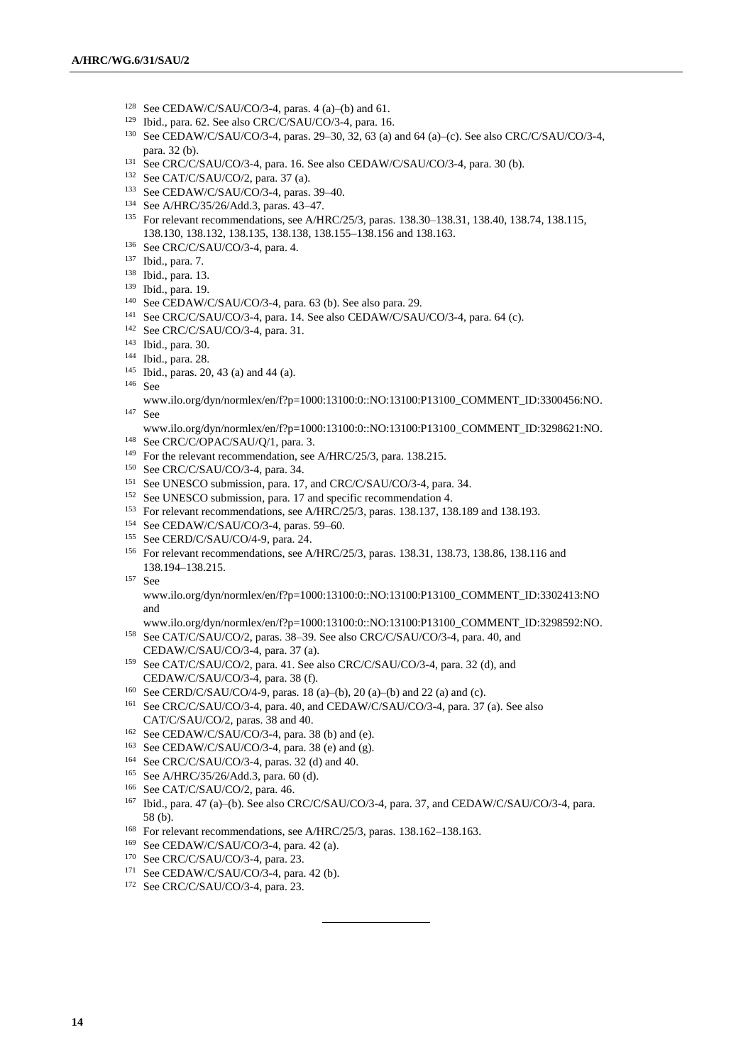[128] See CEDAW/C/SAU/CO/3-4, paras. 4 (a)–(b) and 61.

[129] Ibid., para. 62. See also CRC/C/SAU/CO/3-4, para. 16.

[130] See CEDAW/C/SAU/CO/3-4, paras. 29–30, 32, 63 (a) and 64 (a)–(c). See also CRC/C/SAU/CO/3-4, para. 32 (b).

[131] See CRC/C/SAU/CO/3-4, para. 16. See also CEDAW/C/SAU/CO/3-4, para. 30 (b).

[132] See CAT/C/SAU/CO/2, para. 37 (a).

[133] See CEDAW/C/SAU/CO/3-4, paras. 39–40.

[134] See A/HRC/35/26/Add.3, paras. 43–47.

[135] For relevant recommendations, see A/HRC/25/3, paras. 138.30–138.31, 138.40, 138.74, 138.115, 138.130, 138.132, 138.135, 138.138, 138.155–138.156 and 138.163.

[136] See CRC/C/SAU/CO/3-4, para. 4.

[137] Ibid., para. 7.

[138] Ibid., para. 13.

[139] Ibid., para. 19.

[140] See CEDAW/C/SAU/CO/3-4, para. 63 (b). See also para. 29.

[141] See CRC/C/SAU/CO/3-4, para. 14. See also CEDAW/C/SAU/CO/3-4, para. 64 (c).

[142] See CRC/C/SAU/CO/3-4, para. 31.

[143] Ibid., para. 30.

[144] Ibid., para. 28.

[145] Ibid., paras. 20, 43 (a) and 44 (a).

[146] See www.ilo.org/dyn/normlex/en/f?p=1000:13100:0::NO:13100:P13100_COMMENT_ID:3300456:NO.

[147] See www.ilo.org/dyn/normlex/en/f?p=1000:13100:0::NO:13100:P13100_COMMENT_ID:3298621:NO.

[148] See CRC/C/OPAC/SAU/Q/1, para. 3.

[149] For the relevant recommendation, see A/HRC/25/3, para. 138.215.

[150] See CRC/C/SAU/CO/3-4, para. 34.

[151] See UNESCO submission, para. 17, and CRC/C/SAU/CO/3-4, para. 34.

[152] See UNESCO submission, para. 17 and specific recommendation 4.

[153] For relevant recommendations, see A/HRC/25/3, paras. 138.137, 138.189 and 138.193.

[154] See CEDAW/C/SAU/CO/3-4, paras. 59–60.

[155] See CERD/C/SAU/CO/4-9, para. 24.

[156] For relevant recommendations, see A/HRC/25/3, paras. 138.31, 138.73, 138.86, 138.116 and 138.194–138.215.

[157] See www.ilo.org/dyn/normlex/en/f?p=1000:13100:0::NO:13100:P13100_COMMENT_ID:3302413:NO and www.ilo.org/dyn/normlex/en/f?p=1000:13100:0::NO:13100:P13100_COMMENT_ID:3298592:NO.

[158] See CAT/C/SAU/CO/2, paras. 38–39. See also CRC/C/SAU/CO/3-4, para. 40, and CEDAW/C/SAU/CO/3-4, para. 37 (a).

[159] See CAT/C/SAU/CO/2, para. 41. See also CRC/C/SAU/CO/3-4, para. 32 (d), and CEDAW/C/SAU/CO/3-4, para. 38 (f).

[160] See CERD/C/SAU/CO/4-9, paras. 18 (a)–(b), 20 (a)–(b) and 22 (a) and (c).

[161] See CRC/C/SAU/CO/3-4, para. 40, and CEDAW/C/SAU/CO/3-4, para. 37 (a). See also CAT/C/SAU/CO/2, paras. 38 and 40.

[162] See CEDAW/C/SAU/CO/3-4, para. 38 (b) and (e).

[163] See CEDAW/C/SAU/CO/3-4, para. 38 (e) and (g).

[164] See CRC/C/SAU/CO/3-4, paras. 32 (d) and 40.

[165] See A/HRC/35/26/Add.3, para. 60 (d).

[166] See CAT/C/SAU/CO/2, para. 46.

[167] Ibid., para. 47 (a)–(b). See also CRC/C/SAU/CO/3-4, para. 37, and CEDAW/C/SAU/CO/3-4, para. 58 (b).

[168] For relevant recommendations, see A/HRC/25/3, paras. 138.162–138.163.

[169] See CEDAW/C/SAU/CO/3-4, para. 42 (a).

[170] See CRC/C/SAU/CO/3-4, para. 23.

[171] See CEDAW/C/SAU/CO/3-4, para. 42 (b).

[172] See CRC/C/SAU/CO/3-4, para. 23.